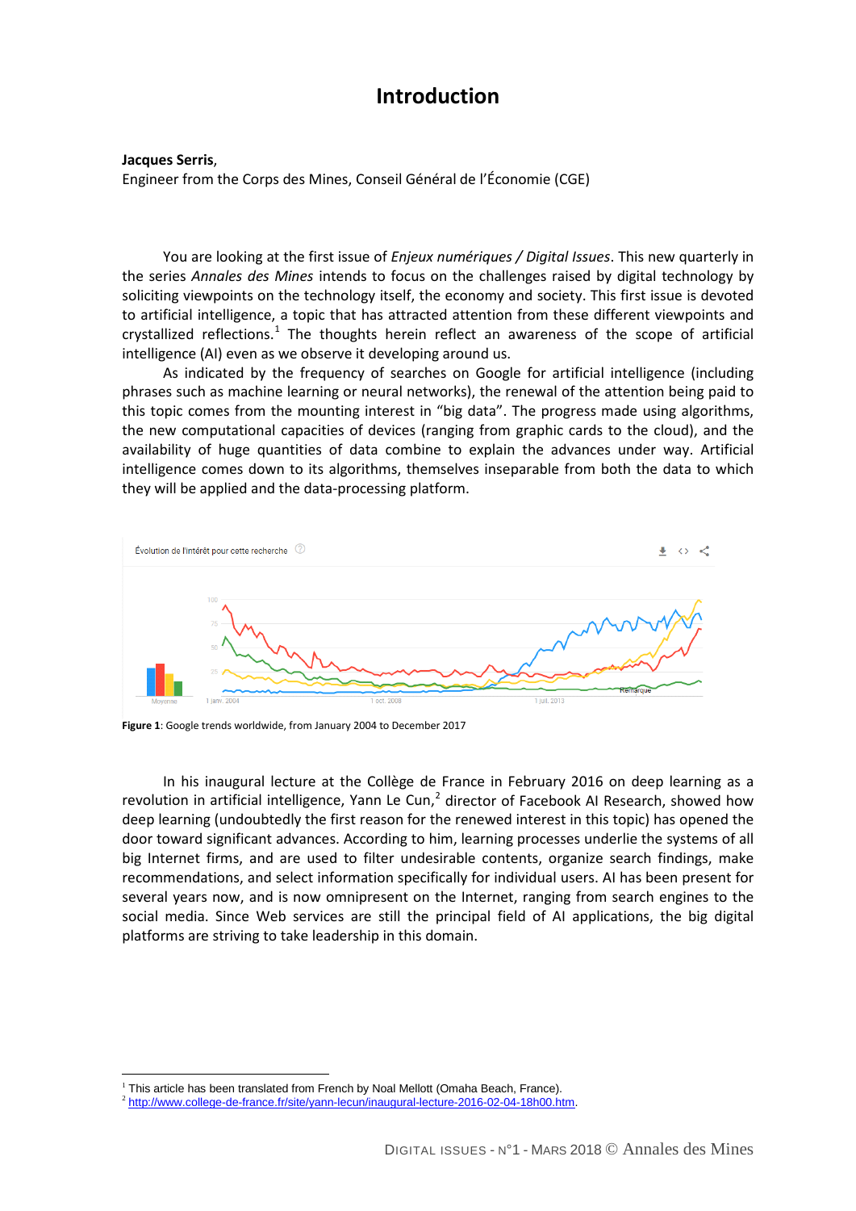# Introduction

**Jacques Serris**,
Engineer from the Corps des Mines, Conseil Général de l'Économie (CGE)

You are looking at the first issue of *Enjeux numériques / Digital Issues*. This new quarterly in the series *Annales des Mines* intends to focus on the challenges raised by digital technology by soliciting viewpoints on the technology itself, the economy and society. This first issue is devoted to artificial intelligence, a topic that has attracted attention from these different viewpoints and crystallized reflections.[1] The thoughts herein reflect an awareness of the scope of artificial intelligence (AI) even as we observe it developing around us.

As indicated by the frequency of searches on Google for artificial intelligence (including phrases such as machine learning or neural networks), the renewal of the attention being paid to this topic comes from the mounting interest in "big data". The progress made using algorithms, the new computational capacities of devices (ranging from graphic cards to the cloud), and the availability of huge quantities of data combine to explain the advances under way. Artificial intelligence comes down to its algorithms, themselves inseparable from both the data to which they will be applied and the data-processing platform.

**Figure 1**: Google trends worldwide, from January 2004 to December 2017

In his inaugural lecture at the Collège de France in February 2016 on deep learning as a revolution in artificial intelligence, Yann Le Cun,[2] director of Facebook AI Research, showed how deep learning (undoubtedly the first reason for the renewed interest in this topic) has opened the door toward significant advances. According to him, learning processes underlie the systems of all big Internet firms, and are used to filter undesirable contents, organize search findings, make recommendations, and select information specifically for individual users. AI has been present for several years now, and is now omnipresent on the Internet, ranging from search engines to the social media. Since Web services are still the principal field of AI applications, the big digital platforms are striving to take leadership in this domain.

---

[1] This article has been translated from French by Noal Mellott (Omaha Beach, France).

[2] http://www.college-de-france.fr/site/yann-lecun/inaugural-lecture-2016-02-04-18h00.htm.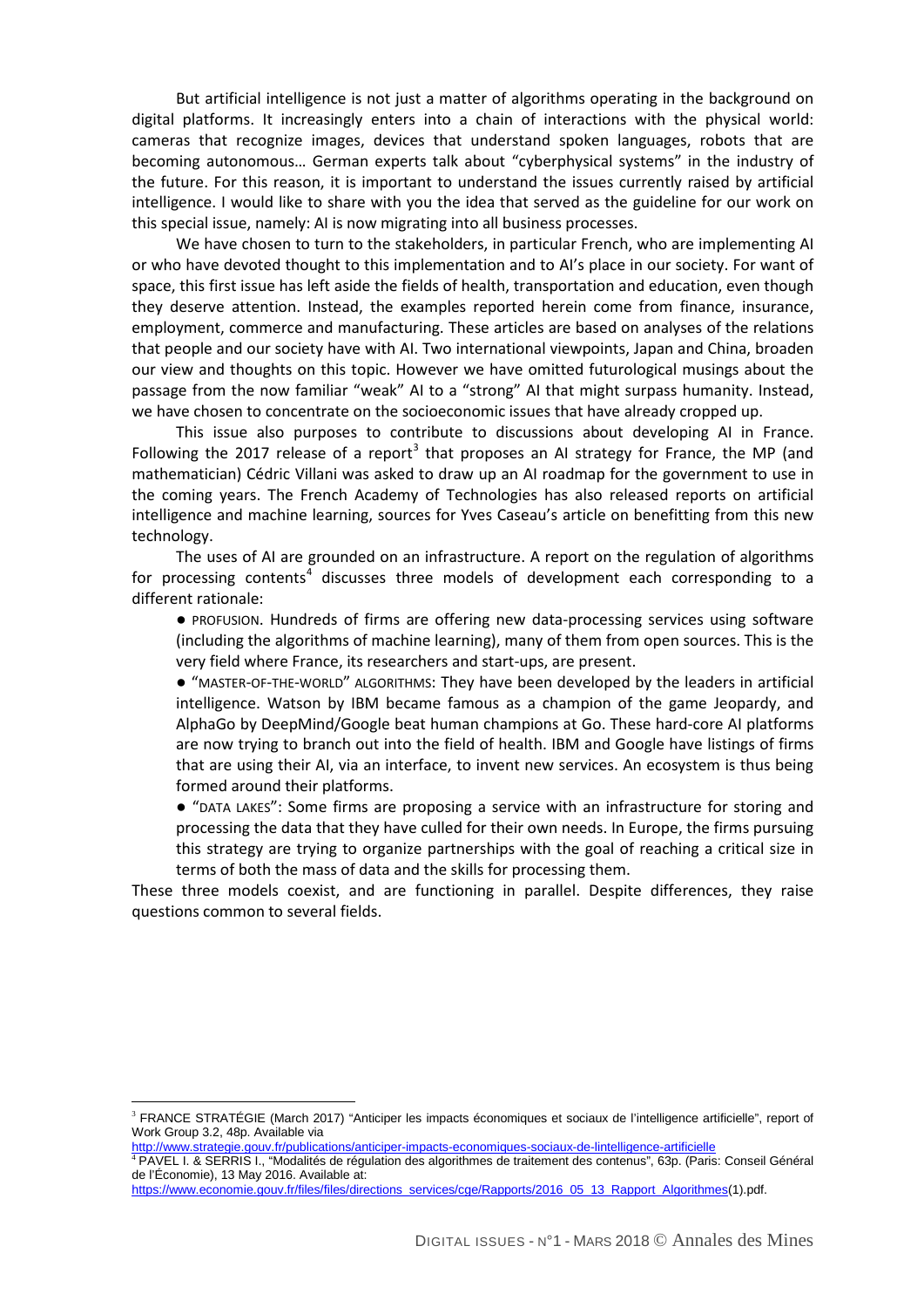But artificial intelligence is not just a matter of algorithms operating in the background on digital platforms. It increasingly enters into a chain of interactions with the physical world: cameras that recognize images, devices that understand spoken languages, robots that are becoming autonomous… German experts talk about "cyberphysical systems" in the industry of the future. For this reason, it is important to understand the issues currently raised by artificial intelligence. I would like to share with you the idea that served as the guideline for our work on this special issue, namely: AI is now migrating into all business processes.

We have chosen to turn to the stakeholders, in particular French, who are implementing AI or who have devoted thought to this implementation and to AI's place in our society. For want of space, this first issue has left aside the fields of health, transportation and education, even though they deserve attention. Instead, the examples reported herein come from finance, insurance, employment, commerce and manufacturing. These articles are based on analyses of the relations that people and our society have with AI. Two international viewpoints, Japan and China, broaden our view and thoughts on this topic. However we have omitted futurological musings about the passage from the now familiar "weak" AI to a "strong" AI that might surpass humanity. Instead, we have chosen to concentrate on the socioeconomic issues that have already cropped up.

This issue also purposes to contribute to discussions about developing AI in France. Following the 2017 release of a report[3] that proposes an AI strategy for France, the MP (and mathematician) Cédric Villani was asked to draw up an AI roadmap for the government to use in the coming years. The French Academy of Technologies has also released reports on artificial intelligence and machine learning, sources for Yves Caseau's article on benefitting from this new technology.

The uses of AI are grounded on an infrastructure. A report on the regulation of algorithms for processing contents[4] discusses three models of development each corresponding to a different rationale:

- PROFUSION. Hundreds of firms are offering new data-processing services using software (including the algorithms of machine learning), many of them from open sources. This is the very field where France, its researchers and start-ups, are present.
- "MASTER-OF-THE-WORLD" ALGORITHMS: They have been developed by the leaders in artificial intelligence. Watson by IBM became famous as a champion of the game Jeopardy, and AlphaGo by DeepMind/Google beat human champions at Go. These hard-core AI platforms are now trying to branch out into the field of health. IBM and Google have listings of firms that are using their AI, via an interface, to invent new services. An ecosystem is thus being formed around their platforms.
- "DATA LAKES": Some firms are proposing a service with an infrastructure for storing and processing the data that they have culled for their own needs. In Europe, the firms pursuing this strategy are trying to organize partnerships with the goal of reaching a critical size in terms of both the mass of data and the skills for processing them.

These three models coexist, and are functioning in parallel. Despite differences, they raise questions common to several fields.

---

[3] FRANCE STRATÉGIE (March 2017) "Anticiper les impacts économiques et sociaux de l'intelligence artificielle", report of Work Group 3.2, 48p. Available via http://www.strategie.gouv.fr/publications/anticiper-impacts-economiques-sociaux-de-lintelligence-artificielle

[4] PAVEL I. & SERRIS I., "Modalités de régulation des algorithmes de traitement des contenus", 63p. (Paris: Conseil Général de l'Économie), 13 May 2016. Available at: https://www.economie.gouv.fr/files/files/directions_services/cge/Rapports/2016_05_13_Rapport_Algorithmes(1).pdf.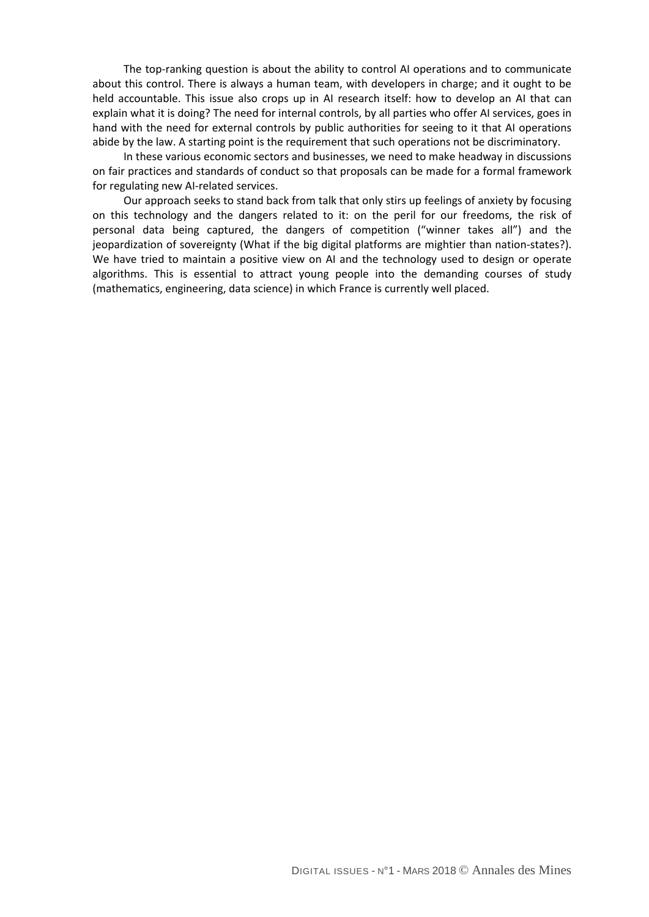The top-ranking question is about the ability to control AI operations and to communicate about this control. There is always a human team, with developers in charge; and it ought to be held accountable. This issue also crops up in AI research itself: how to develop an AI that can explain what it is doing? The need for internal controls, by all parties who offer AI services, goes in hand with the need for external controls by public authorities for seeing to it that AI operations abide by the law. A starting point is the requirement that such operations not be discriminatory.

In these various economic sectors and businesses, we need to make headway in discussions on fair practices and standards of conduct so that proposals can be made for a formal framework for regulating new AI-related services.

Our approach seeks to stand back from talk that only stirs up feelings of anxiety by focusing on this technology and the dangers related to it: on the peril for our freedoms, the risk of personal data being captured, the dangers of competition ("winner takes all") and the jeopardization of sovereignty (What if the big digital platforms are mightier than nation-states?). We have tried to maintain a positive view on AI and the technology used to design or operate algorithms. This is essential to attract young people into the demanding courses of study (mathematics, engineering, data science) in which France is currently well placed.